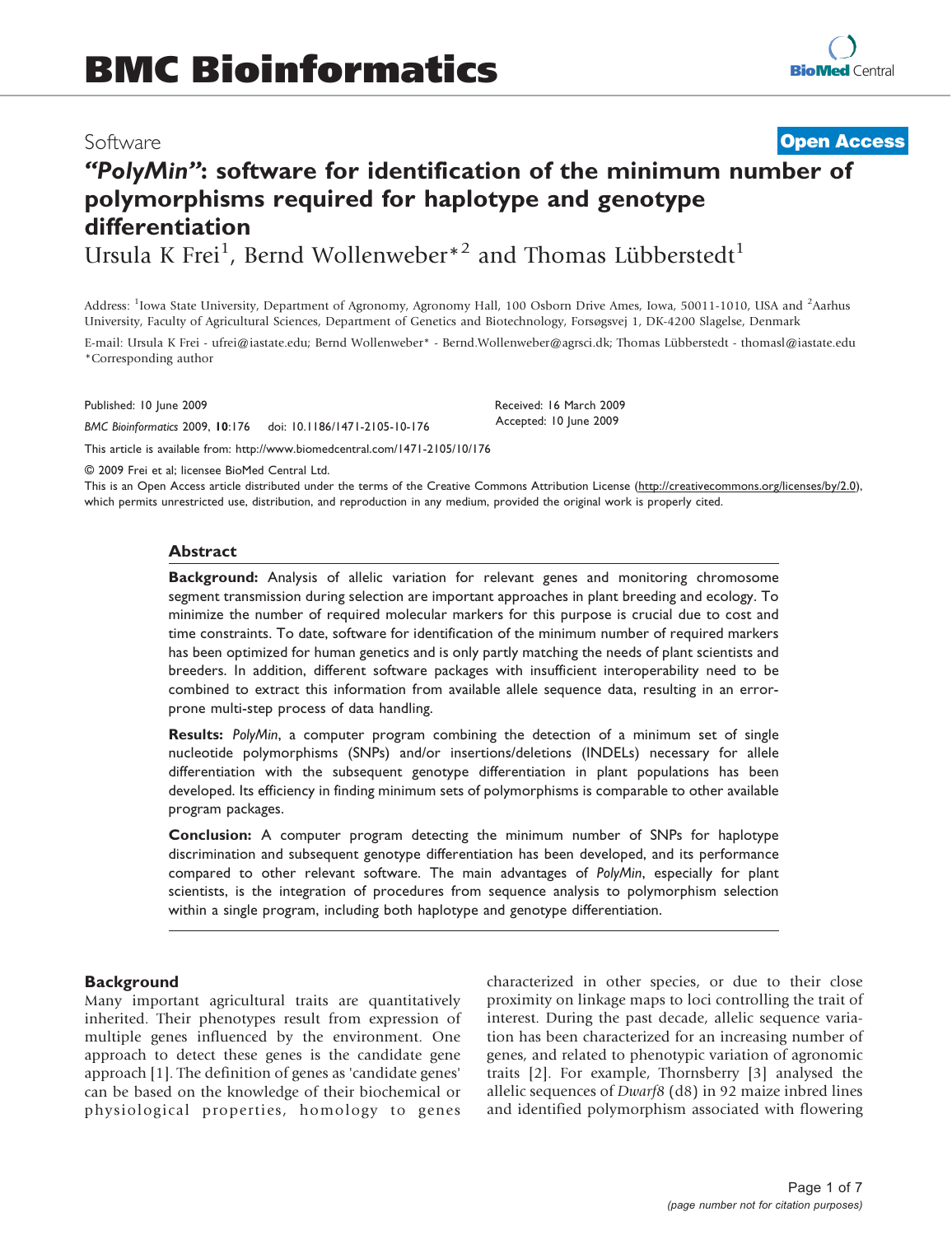BMC Bioinformatics

Software

**Open Access**

# "PolyMin": software for identification of the minimum number of polymorphisms required for haplotype and genotype differentiation

Ursula K Frei[1], Bernd Wollenweber*[2] and Thomas Lübberstedt[1]

Address: [1]Iowa State University, Department of Agronomy, Agronomy Hall, 100 Osborn Drive Ames, Iowa, 50011-1010, USA and [2]Aarhus University, Faculty of Agricultural Sciences, Department of Genetics and Biotechnology, Forsøgsvej 1, DK-4200 Slagelse, Denmark

E-mail: Ursula K Frei - ufrei@iastate.edu; Bernd Wollenweber* - Bernd.Wollenweber@agrsci.dk; Thomas Lübberstedt - thomasl@iastate.edu
*Corresponding author

Published: 10 June 2009

*BMC Bioinformatics* 2009, **10**:176 doi: 10.1186/1471-2105-10-176

Received: 16 March 2009
Accepted: 10 June 2009

This article is available from: http://www.biomedcentral.com/1471-2105/10/176

© 2009 Frei et al; licensee BioMed Central Ltd.
This is an Open Access article distributed under the terms of the Creative Commons Attribution License (http://creativecommons.org/licenses/by/2.0), which permits unrestricted use, distribution, and reproduction in any medium, provided the original work is properly cited.

## Abstract

**Background:** Analysis of allelic variation for relevant genes and monitoring chromosome segment transmission during selection are important approaches in plant breeding and ecology. To minimize the number of required molecular markers for this purpose is crucial due to cost and time constraints. To date, software for identification of the minimum number of required markers has been optimized for human genetics and is only partly matching the needs of plant scientists and breeders. In addition, different software packages with insufficient interoperability need to be combined to extract this information from available allele sequence data, resulting in an error-prone multi-step process of data handling.

**Results:** *PolyMin*, a computer program combining the detection of a minimum set of single nucleotide polymorphisms (SNPs) and/or insertions/deletions (INDELs) necessary for allele differentiation with the subsequent genotype differentiation in plant populations has been developed. Its efficiency in finding minimum sets of polymorphisms is comparable to other available program packages.

**Conclusion:** A computer program detecting the minimum number of SNPs for haplotype discrimination and subsequent genotype differentiation has been developed, and its performance compared to other relevant software. The main advantages of *PolyMin*, especially for plant scientists, is the integration of procedures from sequence analysis to polymorphism selection within a single program, including both haplotype and genotype differentiation.

## Background

Many important agricultural traits are quantitatively inherited. Their phenotypes result from expression of multiple genes influenced by the environment. One approach to detect these genes is the candidate gene approach [1]. The definition of genes as 'candidate genes' can be based on the knowledge of their biochemical or physiological properties, homology to genes characterized in other species, or due to their close proximity on linkage maps to loci controlling the trait of interest. During the past decade, allelic sequence variation has been characterized for an increasing number of genes, and related to phenotypic variation of agronomic traits [2]. For example, Thornsberry [3] analysed the allelic sequences of *Dwarf8* (d8) in 92 maize inbred lines and identified polymorphism associated with flowering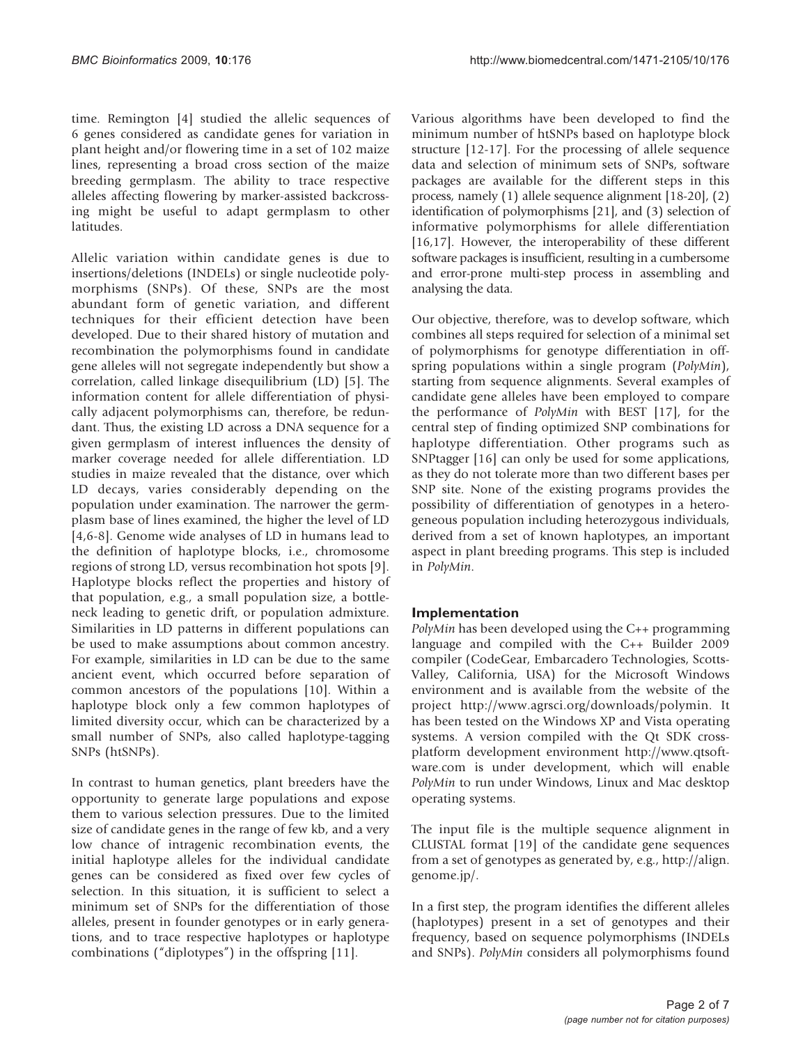time. Remington [4] studied the allelic sequences of 6 genes considered as candidate genes for variation in plant height and/or flowering time in a set of 102 maize lines, representing a broad cross section of the maize breeding germplasm. The ability to trace respective alleles affecting flowering by marker-assisted backcrossing might be useful to adapt germplasm to other latitudes.

Allelic variation within candidate genes is due to insertions/deletions (INDELs) or single nucleotide polymorphisms (SNPs). Of these, SNPs are the most abundant form of genetic variation, and different techniques for their efficient detection have been developed. Due to their shared history of mutation and recombination the polymorphisms found in candidate gene alleles will not segregate independently but show a correlation, called linkage disequilibrium (LD) [5]. The information content for allele differentiation of physically adjacent polymorphisms can, therefore, be redundant. Thus, the existing LD across a DNA sequence for a given germplasm of interest influences the density of marker coverage needed for allele differentiation. LD studies in maize revealed that the distance, over which LD decays, varies considerably depending on the population under examination. The narrower the germplasm base of lines examined, the higher the level of LD [4,6-8]. Genome wide analyses of LD in humans lead to the definition of haplotype blocks, i.e., chromosome regions of strong LD, versus recombination hot spots [9]. Haplotype blocks reflect the properties and history of that population, e.g., a small population size, a bottleneck leading to genetic drift, or population admixture. Similarities in LD patterns in different populations can be used to make assumptions about common ancestry. For example, similarities in LD can be due to the same ancient event, which occurred before separation of common ancestors of the populations [10]. Within a haplotype block only a few common haplotypes of limited diversity occur, which can be characterized by a small number of SNPs, also called haplotype-tagging SNPs (htSNPs).

In contrast to human genetics, plant breeders have the opportunity to generate large populations and expose them to various selection pressures. Due to the limited size of candidate genes in the range of few kb, and a very low chance of intragenic recombination events, the initial haplotype alleles for the individual candidate genes can be considered as fixed over few cycles of selection. In this situation, it is sufficient to select a minimum set of SNPs for the differentiation of those alleles, present in founder genotypes or in early generations, and to trace respective haplotypes or haplotype combinations ("diplotypes") in the offspring [11].

Various algorithms have been developed to find the minimum number of htSNPs based on haplotype block structure [12-17]. For the processing of allele sequence data and selection of minimum sets of SNPs, software packages are available for the different steps in this process, namely (1) allele sequence alignment [18-20], (2) identification of polymorphisms [21], and (3) selection of informative polymorphisms for allele differentiation [16,17]. However, the interoperability of these different software packages is insufficient, resulting in a cumbersome and error-prone multi-step process in assembling and analysing the data.

Our objective, therefore, was to develop software, which combines all steps required for selection of a minimal set of polymorphisms for genotype differentiation in offspring populations within a single program (*PolyMin*), starting from sequence alignments. Several examples of candidate gene alleles have been employed to compare the performance of *PolyMin* with BEST [17], for the central step of finding optimized SNP combinations for haplotype differentiation. Other programs such as SNPtagger [16] can only be used for some applications, as they do not tolerate more than two different bases per SNP site. None of the existing programs provides the possibility of differentiation of genotypes in a heterogeneous population including heterozygous individuals, derived from a set of known haplotypes, an important aspect in plant breeding programs. This step is included in *PolyMin*.

## Implementation

*PolyMin* has been developed using the C++ programming language and compiled with the C++ Builder 2009 compiler (CodeGear, Embarcadero Technologies, Scotts-Valley, California, USA) for the Microsoft Windows environment and is available from the website of the project http://www.agrsci.org/downloads/polymin. It has been tested on the Windows XP and Vista operating systems. A version compiled with the Qt SDK cross-platform development environment http://www.qtsoftware.com is under development, which will enable *PolyMin* to run under Windows, Linux and Mac desktop operating systems.

The input file is the multiple sequence alignment in CLUSTAL format [19] of the candidate gene sequences from a set of genotypes as generated by, e.g., http://align.genome.jp/.

In a first step, the program identifies the different alleles (haplotypes) present in a set of genotypes and their frequency, based on sequence polymorphisms (INDELs and SNPs). *PolyMin* considers all polymorphisms found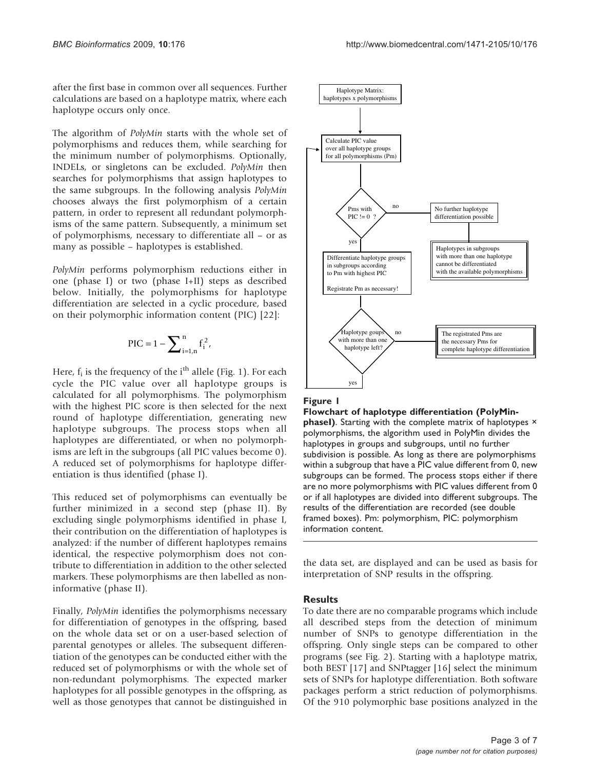after the first base in common over all sequences. Further calculations are based on a haplotype matrix, where each haplotype occurs only once.

The algorithm of *PolyMin* starts with the whole set of polymorphisms and reduces them, while searching for the minimum number of polymorphisms. Optionally, INDELs, or singletons can be excluded. *PolyMin* then searches for polymorphisms that assign haplotypes to the same subgroups. In the following analysis *PolyMin* chooses always the first polymorphism of a certain pattern, in order to represent all redundant polymorphisms of the same pattern. Subsequently, a minimum set of polymorphisms, necessary to differentiate all – or as many as possible – haplotypes is established.

*PolyMin* performs polymorphism reductions either in one (phase I) or two (phase I+II) steps as described below. Initially, the polymorphisms for haplotype differentiation are selected in a cyclic procedure, based on their polymorphic information content (PIC) [22]:

$$\mathrm{PIC} = 1 - \sum_{i=1,n}^{n} f_i^2,$$

Here, $f_i$ is the frequency of the $i^{th}$ allele (Fig. 1). For each cycle the PIC value over all haplotype groups is calculated for all polymorphisms. The polymorphism with the highest PIC score is then selected for the next round of haplotype differentiation, generating new haplotype subgroups. The process stops when all haplotypes are differentiated, or when no polymorphisms are left in the subgroups (all PIC values become 0). A reduced set of polymorphisms for haplotype differentiation is thus identified (phase I).

This reduced set of polymorphisms can eventually be further minimized in a second step (phase II). By excluding single polymorphisms identified in phase I, their contribution on the differentiation of haplotypes is analyzed: if the number of different haplotypes remains identical, the respective polymorphism does not contribute to differentiation in addition to the other selected markers. These polymorphisms are then labelled as non-informative (phase II).

Finally, *PolyMin* identifies the polymorphisms necessary for differentiation of genotypes in the offspring, based on the whole data set or on a user-based selection of parental genotypes or alleles. The subsequent differentiation of the genotypes can be conducted either with the reduced set of polymorphisms or with the whole set of non-redundant polymorphisms. The expected marker haplotypes for all possible genotypes in the offspring, as well as those genotypes that cannot be distinguished in the data set, are displayed and can be used as basis for interpretation of SNP results in the offspring.

Haplotype Matrix: haplotypes x polymorphisms

Calculate PIC value over all haplotype groups for all polymorphisms (Pm)

Pms with PIC != 0 ?

no

No further haplotype differentiation possible

Haplotypes in subgroups with more than one haplotype cannot be differentiated with the available polymorphisms

yes

Differentiate haplotype groups in subgroups according to Pm with highest PIC

Registrate Pm as necessary!

Haplotype goups with more than one haplotype left?

no

The registrated Pms are the necessary Pms for complete haplotype differentiation

yes

**Figure 1**

**Flowchart of haplotype differentiation (PolyMin-phaseI)**. Starting with the complete matrix of haplotypes × polymorphisms, the algorithm used in PolyMin divides the haplotypes in groups and subgroups, until no further subdivision is possible. As long as there are polymorphisms within a subgroup that have a PIC value different from 0, new subgroups can be formed. The process stops either if there are no more polymorphisms with PIC values different from 0 or if all haplotypes are divided into different subgroups. The results of the differentiation are recorded (see double framed boxes). Pm: polymorphism, PIC: polymorphism information content.

## Results

To date there are no comparable programs which include all described steps from the detection of minimum number of SNPs to genotype differentiation in the offspring. Only single steps can be compared to other programs (see Fig. 2). Starting with a haplotype matrix, both BEST [17] and SNPtagger [16] select the minimum sets of SNPs for haplotype differentiation. Both software packages perform a strict reduction of polymorphisms. Of the 910 polymorphic base positions analyzed in the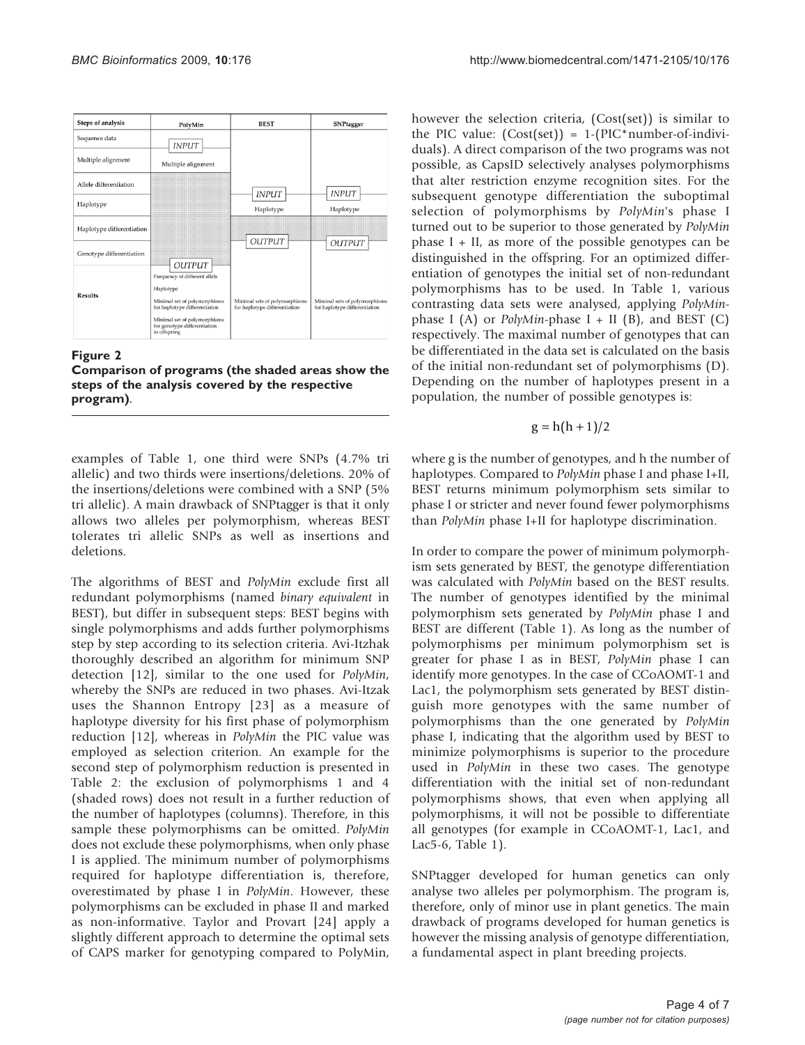| Steps of analysis | PolyMin | BEST | SNPtagger |
|---|---|---|---|
| Sequence data | INPUT | | |
| Multiple alignment | Multiple alignment | | |
| Allele differentiation | | | |
| Haplotype | | INPUT<br>Haplotype | INPUT<br>Haplotype |
| Haplotype differentiation | | | |
| Genotype differentiation | | OUTPUT | OUTPUT |
| Results | OUTPUT<br>Frequency of different allels<br>Haplotype<br>Minimal set of polymorphisms for haplotype differentiation<br>Minimal set of polymorphisms for genotype differentiation in offspring | Minimal sets of polymorphisms for haplotype differentiation | Minimal sets of polymorphisms for haplotype differentiation |

**Figure 2**
**Comparison of programs (the shaded areas show the steps of the analysis covered by the respective program)**.

examples of Table 1, one third were SNPs (4.7% tri allelic) and two thirds were insertions/deletions. 20% of the insertions/deletions were combined with a SNP (5% tri allelic). A main drawback of SNPtagger is that it only allows two alleles per polymorphism, whereas BEST tolerates tri allelic SNPs as well as insertions and deletions.

The algorithms of BEST and *PolyMin* exclude first all redundant polymorphisms (named *binary equivalent* in BEST), but differ in subsequent steps: BEST begins with single polymorphisms and adds further polymorphisms step by step according to its selection criteria. Avi-Itzhak thoroughly described an algorithm for minimum SNP detection [12], similar to the one used for *PolyMin*, whereby the SNPs are reduced in two phases. Avi-Itzak uses the Shannon Entropy [23] as a measure of haplotype diversity for his first phase of polymorphism reduction [12], whereas in *PolyMin* the PIC value was employed as selection criterion. An example for the second step of polymorphism reduction is presented in Table 2: the exclusion of polymorphisms 1 and 4 (shaded rows) does not result in a further reduction of the number of haplotypes (columns). Therefore, in this sample these polymorphisms can be omitted. *PolyMin* does not exclude these polymorphisms, when only phase I is applied. The minimum number of polymorphisms required for haplotype differentiation is, therefore, overestimated by phase I in *PolyMin*. However, these polymorphisms can be excluded in phase II and marked as non-informative. Taylor and Provart [24] apply a slightly different approach to determine the optimal sets of CAPS marker for genotyping compared to PolyMin, however the selection criteria, (Cost(set)) is similar to the PIC value: (Cost(set)) = 1-(PIC*number-of-individuals). A direct comparison of the two programs was not possible, as CapsID selectively analyses polymorphisms that alter restriction enzyme recognition sites. For the subsequent genotype differentiation the suboptimal selection of polymorphisms by *PolyMin*'s phase I turned out to be superior to those generated by *PolyMin* phase I + II, as more of the possible genotypes can be distinguished in the offspring. For an optimized differentiation of genotypes the initial set of non-redundant polymorphisms has to be used. In Table 1, various contrasting data sets were analysed, applying *PolyMin*-phase I (A) or *PolyMin*-phase I + II (B), and BEST (C) respectively. The maximal number of genotypes that can be differentiated in the data set is calculated on the basis of the initial non-redundant set of polymorphisms (D). Depending on the number of haplotypes present in a population, the number of possible genotypes is:

$$g = h(h+1)/2$$

where g is the number of genotypes, and h the number of haplotypes. Compared to *PolyMin* phase I and phase I+II, BEST returns minimum polymorphism sets similar to phase I or stricter and never found fewer polymorphisms than *PolyMin* phase I+II for haplotype discrimination.

In order to compare the power of minimum polymorphism sets generated by BEST, the genotype differentiation was calculated with *PolyMin* based on the BEST results. The number of genotypes identified by the minimal polymorphism sets generated by *PolyMin* phase I and BEST are different (Table 1). As long as the number of polymorphisms per minimum polymorphism set is greater for phase I as in BEST, *PolyMin* phase I can identify more genotypes. In the case of CCoAOMT-1 and Lac1, the polymorphism sets generated by BEST distinguish more genotypes with the same number of polymorphisms than the one generated by *PolyMin* phase I, indicating that the algorithm used by BEST to minimize polymorphisms is superior to the procedure used in *PolyMin* in these two cases. The genotype differentiation with the initial set of non-redundant polymorphisms shows, that even when applying all polymorphisms, it will not be possible to differentiate all genotypes (for example in CCoAOMT-1, Lac1, and Lac5-6, Table 1).

SNPtagger developed for human genetics can only analyse two alleles per polymorphism. The program is, therefore, only of minor use in plant genetics. The main drawback of programs developed for human genetics is however the missing analysis of genotype differentiation, a fundamental aspect in plant breeding projects.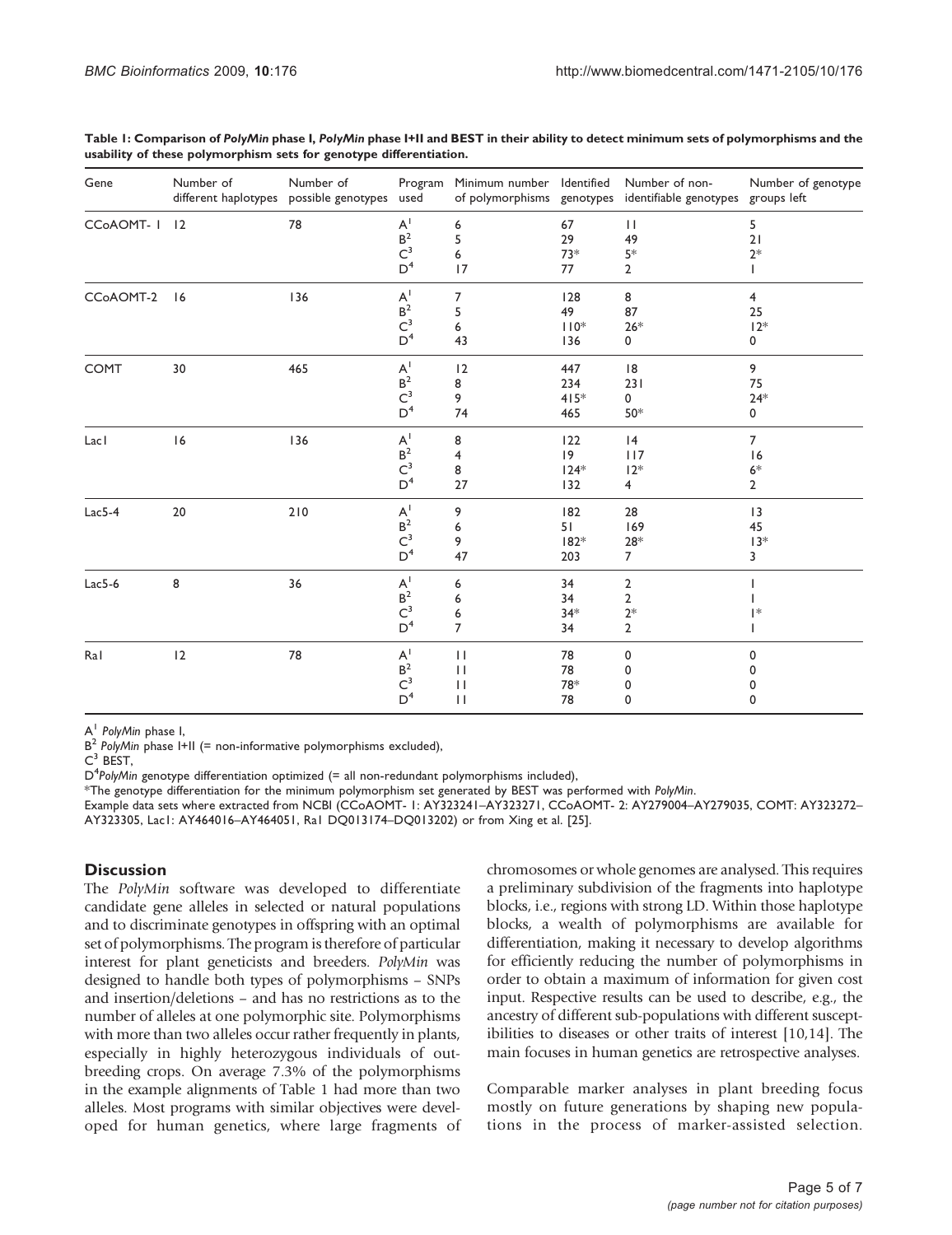**Table 1: Comparison of *PolyMin* phase I, *PolyMin* phase I+II and BEST in their ability to detect minimum sets of polymorphisms and the usability of these polymorphism sets for genotype differentiation.**

| Gene | Number of different haplotypes | Number of possible genotypes | Program used | Minimum number of polymorphisms | Identified genotypes | Number of non-identifiable genotypes | Number of genotype groups left |
|---|---|---|---|---|---|---|---|
| CCoAOMT- 1 | 12 | 78 | A[1] | 6 | 67 | 11 | 5 |
| | | | B[2] | 5 | 29 | 49 | 21 |
| | | | C[3] | 6 | 73* | 5* | 2* |
| | | | D[4] | 17 | 77 | 2 | 1 |
| CCoAOMT-2 | 16 | 136 | A[1] | 7 | 128 | 8 | 4 |
| | | | B[2] | 5 | 49 | 87 | 25 |
| | | | C[3] | 6 | 110* | 26* | 12* |
| | | | D[4] | 43 | 136 | 0 | 0 |
| COMT | 30 | 465 | A[1] | 12 | 447 | 18 | 9 |
| | | | B[2] | 8 | 234 | 231 | 75 |
| | | | C[3] | 9 | 415* | 0 | 24* |
| | | | D[4] | 74 | 465 | 50* | 0 |
| Lac1 | 16 | 136 | A[1] | 8 | 122 | 14 | 7 |
| | | | B[2] | 4 | 19 | 117 | 16 |
| | | | C[3] | 8 | 124* | 12* | 6* |
| | | | D[4] | 27 | 132 | 4 | 2 |
| Lac5-4 | 20 | 210 | A[1] | 9 | 182 | 28 | 13 |
| | | | B[2] | 6 | 51 | 169 | 45 |
| | | | C[3] | 9 | 182* | 28* | 13* |
| | | | D[4] | 47 | 203 | 7 | 3 |
| Lac5-6 | 8 | 36 | A[1] | 6 | 34 | 2 | 1 |
| | | | B[2] | 6 | 34 | 2 | 1 |
| | | | C[3] | 6 | 34* | 2* | 1* |
| | | | D[4] | 7 | 34 | 2 | 1 |
| Ra1 | 12 | 78 | A[1] | 11 | 78 | 0 | 0 |
| | | | B[2] | 11 | 78 | 0 | 0 |
| | | | C[3] | 11 | 78* | 0 | 0 |
| | | | D[4] | 11 | 78 | 0 | 0 |

A[1] *PolyMin* phase I,
B[2] *PolyMin* phase I+II (= non-informative polymorphisms excluded),
C[3] BEST,
D[4] *PolyMin* genotype differentiation optimized (= all non-redundant polymorphisms included),
*The genotype differentiation for the minimum polymorphism set generated by BEST was performed with *PolyMin*.
Example data sets where extracted from NCBI (CCoAOMT- 1: AY323241–AY323271, CCoAOMT- 2: AY279004–AY279035, COMT: AY323272–AY323305, Lac1: AY464016–AY464051, Ra1 DQ013174–DQ013202) or from Xing et al. [25].

## Discussion

The *PolyMin* software was developed to differentiate candidate gene alleles in selected or natural populations and to discriminate genotypes in offspring with an optimal set of polymorphisms. The program is therefore of particular interest for plant geneticists and breeders. *PolyMin* was designed to handle both types of polymorphisms – SNPs and insertion/deletions – and has no restrictions as to the number of alleles at one polymorphic site. Polymorphisms with more than two alleles occur rather frequently in plants, especially in highly heterozygous individuals of outbreeding crops. On average 7.3% of the polymorphisms in the example alignments of Table 1 had more than two alleles. Most programs with similar objectives were developed for human genetics, where large fragments of chromosomes or whole genomes are analysed. This requires a preliminary subdivision of the fragments into haplotype blocks, i.e., regions with strong LD. Within those haplotype blocks, a wealth of polymorphisms are available for differentiation, making it necessary to develop algorithms for efficiently reducing the number of polymorphisms in order to obtain a maximum of information for given cost input. Respective results can be used to describe, e.g., the ancestry of different sub-populations with different susceptibilities to diseases or other traits of interest [10,14]. The main focuses in human genetics are retrospective analyses.

Comparable marker analyses in plant breeding focus mostly on future generations by shaping new populations in the process of marker-assisted selection.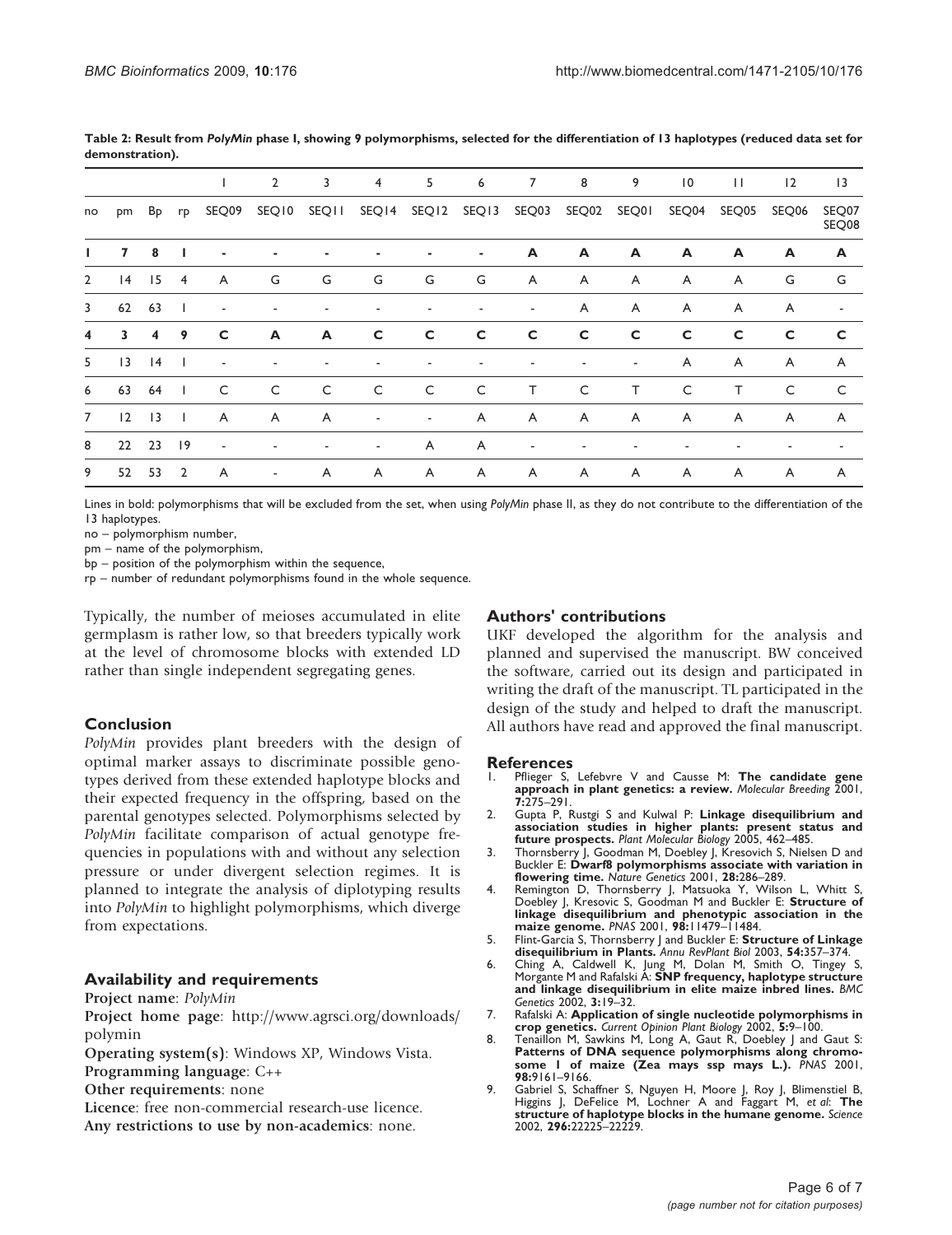**Table 2: Result from *PolyMin* phase I, showing 9 polymorphisms, selected for the differentiation of 13 haplotypes (reduced data set for demonstration).**

| | | | | 1 | 2 | 3 | 4 | 5 | 6 | 7 | 8 | 9 | 10 | 11 | 12 | 13 |
|---|---|---|---|---|---|---|---|---|---|---|---|---|---|---|---|---|
| no | pm | Bp | rp | SEQ09 | SEQ10 | SEQ11 | SEQ14 | SEQ12 | SEQ13 | SEQ03 | SEQ02 | SEQ01 | SEQ04 | SEQ05 | SEQ06 | SEQ07 SEQ08 |
| **1** | **7** | **8** | **1** | **-** | **-** | **-** | **-** | **-** | **-** | **A** | **A** | **A** | **A** | **A** | **A** | **A** |
| 2 | 14 | 15 | 4 | A | G | G | G | G | G | A | A | A | A | A | G | G |
| 3 | 62 | 63 | 1 | - | - | - | - | - | - | - | A | A | A | A | A | - |
| **4** | **3** | **4** | **9** | **C** | **A** | **A** | **C** | **C** | **C** | **C** | **C** | **C** | **C** | **C** | **C** | **C** |
| 5 | 13 | 14 | 1 | - | - | - | - | - | - | - | - | - | A | A | A | A |
| 6 | 63 | 64 | 1 | C | C | C | C | C | C | T | C | T | C | T | C | C |
| 7 | 12 | 13 | 1 | A | A | A | - | - | A | A | A | A | A | A | A | A |
| 8 | 22 | 23 | 19 | - | - | - | - | A | A | - | - | - | - | - | - | - |
| 9 | 52 | 53 | 2 | A | - | A | A | A | A | A | A | A | A | A | A | A |

Lines in bold: polymorphisms that will be excluded from the set, when using *PolyMin* phase II, as they do not contribute to the differentiation of the 13 haplotypes.

no – polymorphism number,

pm – name of the polymorphism,

bp – position of the polymorphism within the sequence,

rp – number of redundant polymorphisms found in the whole sequence.

Typically, the number of meioses accumulated in elite germplasm is rather low, so that breeders typically work at the level of chromosome blocks with extended LD rather than single independent segregating genes.

## Conclusion

*PolyMin* provides plant breeders with the design of optimal marker assays to discriminate possible genotypes derived from these extended haplotype blocks and their expected frequency in the offspring, based on the parental genotypes selected. Polymorphisms selected by *PolyMin* facilitate comparison of actual genotype frequencies in populations with and without any selection pressure or under divergent selection regimes. It is planned to integrate the analysis of diplotyping results into *PolyMin* to highlight polymorphisms, which diverge from expectations.

## Availability and requirements

**Project name**: *PolyMin*

**Project home page**: http://www.agrsci.org/downloads/polymin

**Operating system(s)**: Windows XP, Windows Vista.

**Programming language**: C++

**Other requirements**: none

**Licence**: free non-commercial research-use licence.

**Any restrictions to use by non-academics**: none.

## Authors' contributions

UKF developed the algorithm for the analysis and planned and supervised the manuscript. BW conceived the software, carried out its design and participated in writing the draft of the manuscript. TL participated in the design of the study and helped to draft the manuscript. All authors have read and approved the final manuscript.

## References

1. Pflieger S, Lefebvre V and Causse M: **The candidate gene approach in plant genetics: a review.** *Molecular Breeding* 2001, **7:**275–291.
2. Gupta P, Rustgi S and Kulwal P: **Linkage disequilibrium and association studies in higher plants: present status and future prospects.** *Plant Molecular Biology* 2005, 462–485.
3. Thornsberry J, Goodman M, Doebley J, Kresovich S, Nielsen D and Buckler E: **Dwarf8 polymorphisms associate with variation in flowering time.** *Nature Genetics* 2001, **28:**286–289.
4. Remington D, Thornsberry J, Matsuoka Y, Wilson L, Whitt S, Doebley J, Kresovic S, Goodman M and Buckler E: **Structure of linkage disequilibrium and phenotypic association in the maize genome.** *PNAS* 2001, **98:**11479–11484.
5. Flint-Garcia S, Thornsberry J and Buckler E: **Structure of Linkage disequilibrium in Plants.** *Annu RevPlant Biol* 2003, **54:**357–374.
6. Ching A, Caldwell K, Jung M, Dolan M, Smith O, Tingey S, Morgante M and Rafalski A: **SNP frequency, haplotype structure and linkage disequilibrium in elite maize inbred lines.** *BMC Genetics* 2002, **3:**19–32.
7. Rafalski A: **Application of single nucleotide polymorphisms in crop genetics.** *Current Opinion Plant Biology* 2002, **5:**9–100.
8. Tenaillon M, Sawkins M, Long A, Gaut R, Doebley J and Gaut S: **Patterns of DNA sequence polymorphisms along chromosome 1 of maize (Zea mays ssp mays L.).** *PNAS* 2001, **98:**9161–9166.
9. Gabriel S, Schaffner S, Nguyen H, Moore J, Roy J, Blimenstiel B, Higgins J, DeFelice M, Lochner A and Faggart M, *et al*: **The structure of haplotype blocks in the humane genome.** *Science* 2002, **296:**22225–22229.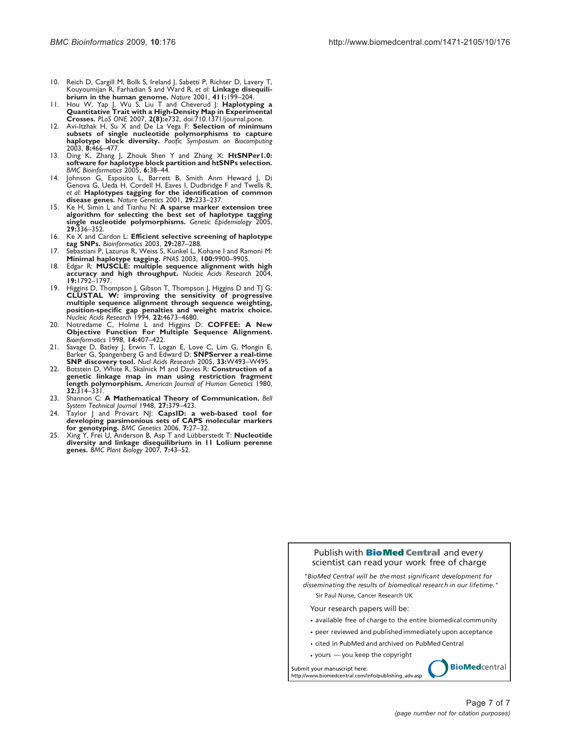10. Reich D, Cargill M, Bolk S, Ireland J, Sabetti P, Richter D, Lavery T, Kouyoumijan R, Farhadian S and Ward R, *et al*: **Linkage disequilibrium in the human genome.** *Nature* 2001, **411:**199–204.
11. Hou W, Yap J, Wu S, Liu T and Cheverud J: **Haplotyping a Quantitative Trait with a High-Density Map in Experimental Crosses.** *PLoS ONE* 2007, **2(8):**e732, doi:?10.1371/journal.pone.
12. Avi-Itzhak H, Su X and De La Vega F: **Selection of minimum subsets of single nucleotide polymorphisms to capture haplotype block diversity.** *Pacific Symposium on Biocomputing* 2003, **8:**466–477.
13. Ding K, Zhang J, Zhouk Shen Y and Zhang X: **HtSNPer1.0: software for haplotype block partition and htSNPs selection.** *BMC Bioinformatics* 2005, **6:**38–44.
14. Johnson G, Esposito L, Barrett B, Smith Anm Heward J, Di Genova G, Ueda H, Cordell H, Eaves I, Dudbridge F and Twells R, *et al*: **Haplotypes tagging for the identification of common disease genes.** *Nature Genetics* 2001, **29:**233–237.
15. Ke H, Simin L and Tianhu N: **A sparse marker extension tree algorithm for selecting the best set of haplotype tagging single nucleotide polymorphisms.** *Genetic Epidemiology* 2005, **29:**336–352.
16. Ke X and Cardon L: **Efficient selective screening of haplotype tag SNPs.** *Bioinformatics* 2003, **29:**287–288.
17. Sebastiani P, Lazurus R, Weiss S, Kunkel L, Kohane I and Ramoni M: **Minimal haplotype tagging.** *PNAS* 2003, **100:**9900–9905.
18. Edgar R: **MUSCLE: multiple sequence alignment with high accuracy and high throughput.** *Nucleic Acids Research* 2004, **19:**1792–1797.
19. Higgins D, Thompson J, Gibson T, Thompson J, Higgins D and TJ G: **CLUSTAL W: improving the sensitivity of progressive multiple sequence alignment through sequence weighting, position-specific gap penalties and weight matrix choice.** *Nucleic Acids Research* 1994, **22:**4673–4680.
20. Notredame C, Holme L and Higgins D: **COFFEE: A New Objective Function For Multiple Sequence Alignment.** *Bioinformatics* 1998, **14:**407–422.
21. Savage D, Batley J, Erwin T, Logan E, Love C, Lim G, Mongin E, Barker G, Spangenberg G and Edward D: **SNPServer a real-time SNP discovery tool.** *Nucl Acids Research* 2005, **33:**W493–W495.
22. Botstein D, White R, Skalnick M and Davies R: **Construction of a genetic linkage map in man using restriction fragment length polymorphism.** *American Journal of Human Genetics* 1980, **32:**314–331.
23. Shannon C: **A Mathematical Theory of Communication.** *Bell System Technical Journal* 1948, **27:**379–423.
24. Taylor J and Provart NJ: **CapsID: a web-based tool for developing parsimonious sets of CAPS molecular markers for genotyping.** *BMC Genetics* 2006, **7:**27–32.
25. Xing Y, Frei U, Anderson B, Asp T and Lübberstedt T: **Nucleotide diversity and linkage disequilibrium in 11 Lolium perenne genes.** *BMC Plant Biology* 2007, **7:**43–52.

Publish with **BioMed Central** and every scientist can read your work free of charge

*"BioMed Central will be the most significant development for disseminating the results of biomedical research in our lifetime."*

Sir Paul Nurse, Cancer Research UK

Your research papers will be:

- available free of charge to the entire biomedical community
- peer reviewed and published immediately upon acceptance
- cited in PubMed and archived on PubMed Central
- yours — you keep the copyright

Submit your manuscript here:
http://www.biomedcentral.com/info/publishing_adv.asp

**BioMed**central